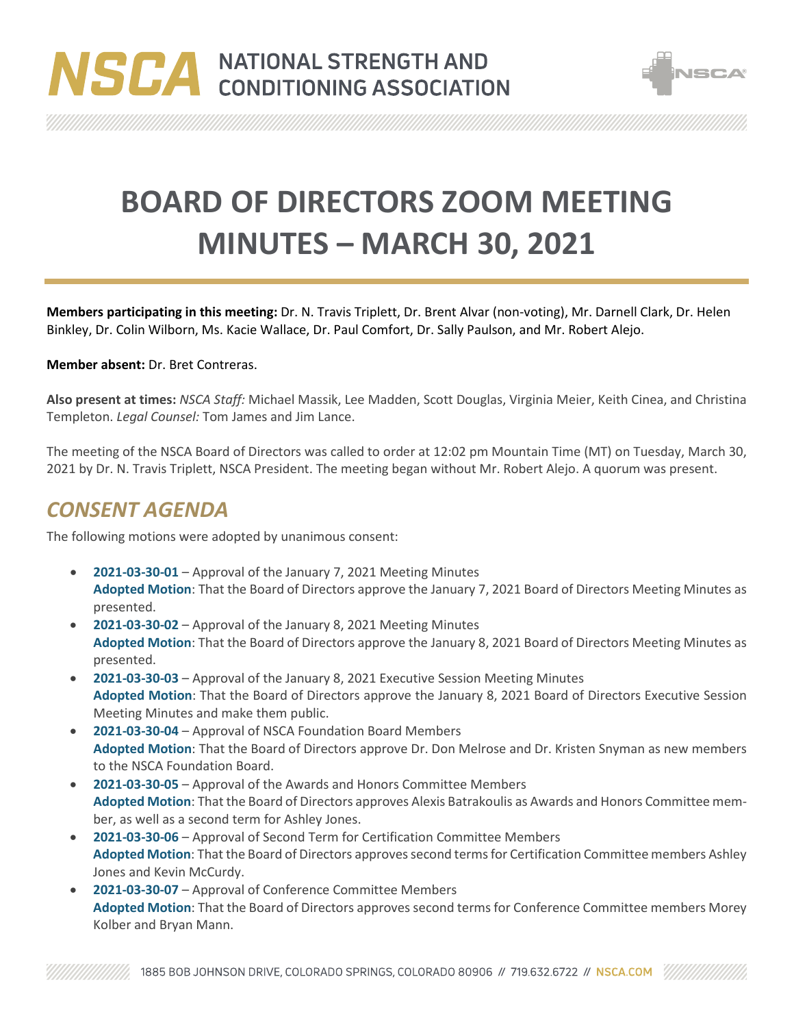# BOARD OF DIRECTORS ZOOM MEETING MINUTES – MARCH 30, 2021

**Members participating in this meeting:** Dr. N. Travis Triplett, Dr. Brent Alvar (non-voting), Mr. Darnell Clark, Dr. Helen Binkley, Dr. Colin Wilborn, Ms. Kacie Wallace, Dr. Paul Comfort, Dr. Sally Paulson, and Mr. Robert Alejo.

**Member absent:** Dr. Bret Contreras.

**Also present at times:** *NSCA Staff:* Michael Massik, Lee Madden, Scott Douglas, Virginia Meier, Keith Cinea, and Christina Templeton. *Legal Counsel:* Tom James and Jim Lance.

The meeting of the NSCA Board of Directors was called to order at 12:02 pm Mountain Time (MT) on Tuesday, March 30, 2021 by Dr. N. Travis Triplett, NSCA President. The meeting began without Mr. Robert Alejo. A quorum was present.

## *CONSENT AGENDA*

The following motions were adopted by unanimous consent:

- **2021-03-30-01** – Approval of the January 7, 2021 Meeting Minutes
  **Adopted Motion**: That the Board of Directors approve the January 7, 2021 Board of Directors Meeting Minutes as presented.
- **2021-03-30-02** – Approval of the January 8, 2021 Meeting Minutes
  **Adopted Motion**: That the Board of Directors approve the January 8, 2021 Board of Directors Meeting Minutes as presented.
- **2021-03-30-03** – Approval of the January 8, 2021 Executive Session Meeting Minutes
  **Adopted Motion**: That the Board of Directors approve the January 8, 2021 Board of Directors Executive Session Meeting Minutes and make them public.
- **2021-03-30-04** – Approval of NSCA Foundation Board Members
  **Adopted Motion**: That the Board of Directors approve Dr. Don Melrose and Dr. Kristen Snyman as new members to the NSCA Foundation Board.
- **2021-03-30-05** – Approval of the Awards and Honors Committee Members
  **Adopted Motion**: That the Board of Directors approves Alexis Batrakoulis as Awards and Honors Committee member, as well as a second term for Ashley Jones.
- **2021-03-30-06** – Approval of Second Term for Certification Committee Members
  **Adopted Motion**: That the Board of Directors approves second terms for Certification Committee members Ashley Jones and Kevin McCurdy.
- **2021-03-30-07** – Approval of Conference Committee Members
  **Adopted Motion**: That the Board of Directors approves second terms for Conference Committee members Morey Kolber and Bryan Mann.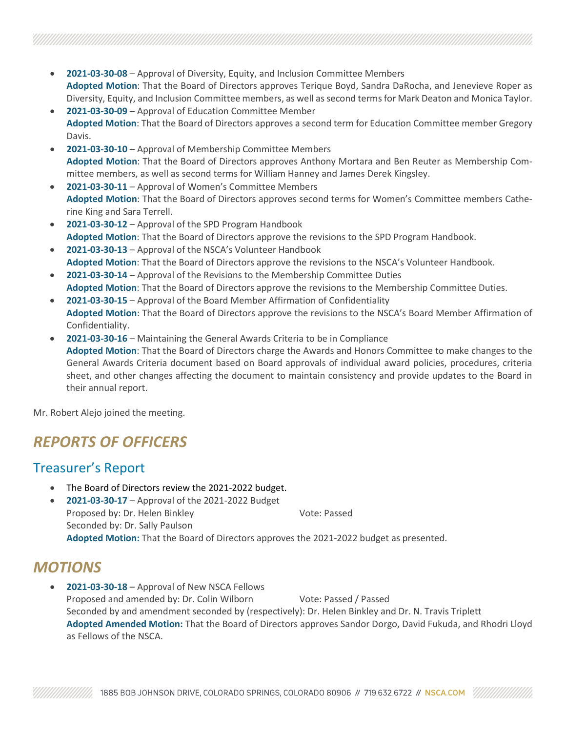- **2021-03-30-08** – Approval of Diversity, Equity, and Inclusion Committee Members
  **Adopted Motion**: That the Board of Directors approves Terique Boyd, Sandra DaRocha, and Jenevieve Roper as Diversity, Equity, and Inclusion Committee members, as well as second terms for Mark Deaton and Monica Taylor.
- **2021-03-30-09** – Approval of Education Committee Member
  **Adopted Motion**: That the Board of Directors approves a second term for Education Committee member Gregory Davis.
- **2021-03-30-10** – Approval of Membership Committee Members
  **Adopted Motion**: That the Board of Directors approves Anthony Mortara and Ben Reuter as Membership Committee members, as well as second terms for William Hanney and James Derek Kingsley.
- **2021-03-30-11** – Approval of Women's Committee Members
  **Adopted Motion**: That the Board of Directors approves second terms for Women's Committee members Catherine King and Sara Terrell.
- **2021-03-30-12** – Approval of the SPD Program Handbook
  **Adopted Motion**: That the Board of Directors approve the revisions to the SPD Program Handbook.
- **2021-03-30-13** – Approval of the NSCA's Volunteer Handbook
  **Adopted Motion**: That the Board of Directors approve the revisions to the NSCA's Volunteer Handbook.
- **2021-03-30-14** – Approval of the Revisions to the Membership Committee Duties
  **Adopted Motion**: That the Board of Directors approve the revisions to the Membership Committee Duties.
- **2021-03-30-15** – Approval of the Board Member Affirmation of Confidentiality
  **Adopted Motion**: That the Board of Directors approve the revisions to the NSCA's Board Member Affirmation of Confidentiality.
- **2021-03-30-16** – Maintaining the General Awards Criteria to be in Compliance
  **Adopted Motion**: That the Board of Directors charge the Awards and Honors Committee to make changes to the General Awards Criteria document based on Board approvals of individual award policies, procedures, criteria sheet, and other changes affecting the document to maintain consistency and provide updates to the Board in their annual report.

Mr. Robert Alejo joined the meeting.

# *REPORTS OF OFFICERS*

## Treasurer's Report

- The Board of Directors review the 2021-2022 budget.
- **2021-03-30-17** – Approval of the 2021-2022 Budget
  Proposed by: Dr. Helen Binkley    Vote: Passed
  Seconded by: Dr. Sally Paulson
  **Adopted Motion:** That the Board of Directors approves the 2021-2022 budget as presented.

# *MOTIONS*

- **2021-03-30-18** – Approval of New NSCA Fellows
  Proposed and amended by: Dr. Colin Wilborn    Vote: Passed / Passed
  Seconded by and amendment seconded by (respectively): Dr. Helen Binkley and Dr. N. Travis Triplett
  **Adopted Amended Motion:** That the Board of Directors approves Sandor Dorgo, David Fukuda, and Rhodri Lloyd as Fellows of the NSCA.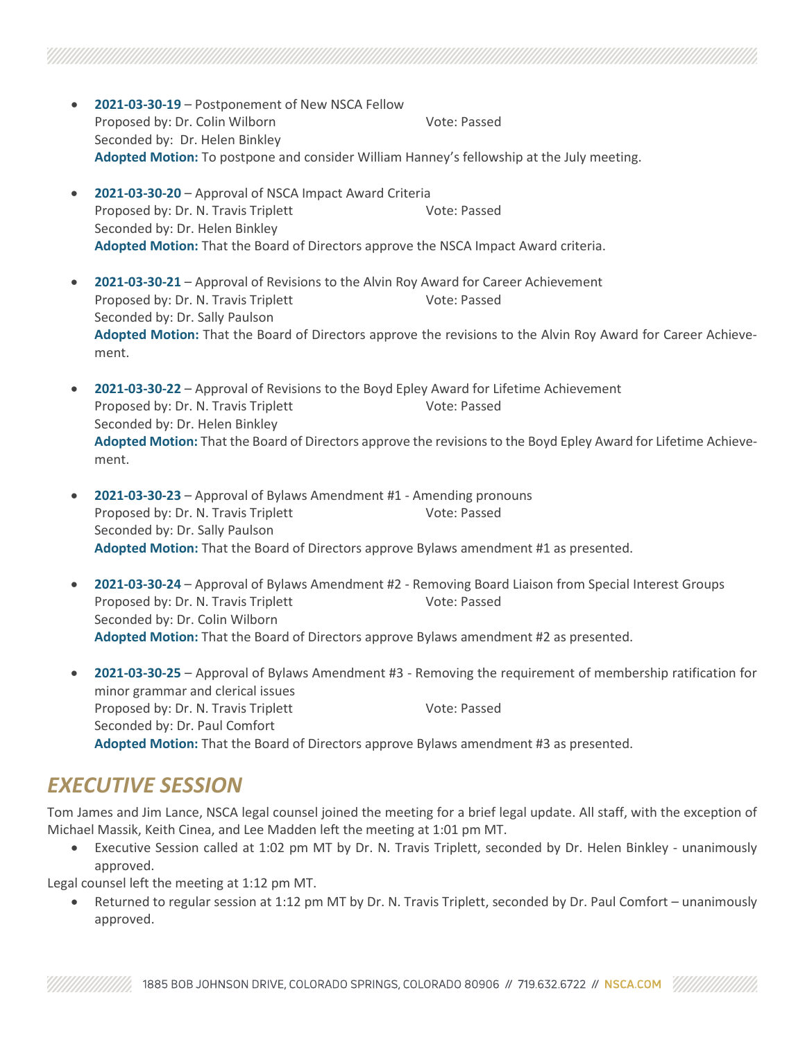- **2021-03-30-19** – Postponement of New NSCA Fellow
  Proposed by: Dr. Colin Wilborn Vote: Passed
  Seconded by: Dr. Helen Binkley
  **Adopted Motion:** To postpone and consider William Hanney's fellowship at the July meeting.

- **2021-03-30-20** – Approval of NSCA Impact Award Criteria
  Proposed by: Dr. N. Travis Triplett Vote: Passed
  Seconded by: Dr. Helen Binkley
  **Adopted Motion:** That the Board of Directors approve the NSCA Impact Award criteria.

- **2021-03-30-21** – Approval of Revisions to the Alvin Roy Award for Career Achievement
  Proposed by: Dr. N. Travis Triplett Vote: Passed
  Seconded by: Dr. Sally Paulson
  **Adopted Motion:** That the Board of Directors approve the revisions to the Alvin Roy Award for Career Achievement.

- **2021-03-30-22** – Approval of Revisions to the Boyd Epley Award for Lifetime Achievement
  Proposed by: Dr. N. Travis Triplett Vote: Passed
  Seconded by: Dr. Helen Binkley
  **Adopted Motion:** That the Board of Directors approve the revisions to the Boyd Epley Award for Lifetime Achievement.

- **2021-03-30-23** – Approval of Bylaws Amendment #1 - Amending pronouns
  Proposed by: Dr. N. Travis Triplett Vote: Passed
  Seconded by: Dr. Sally Paulson
  **Adopted Motion:** That the Board of Directors approve Bylaws amendment #1 as presented.

- **2021-03-30-24** – Approval of Bylaws Amendment #2 - Removing Board Liaison from Special Interest Groups
  Proposed by: Dr. N. Travis Triplett Vote: Passed
  Seconded by: Dr. Colin Wilborn
  **Adopted Motion:** That the Board of Directors approve Bylaws amendment #2 as presented.

- **2021-03-30-25** – Approval of Bylaws Amendment #3 - Removing the requirement of membership ratification for minor grammar and clerical issues
  Proposed by: Dr. N. Travis Triplett Vote: Passed
  Seconded by: Dr. Paul Comfort
  **Adopted Motion:** That the Board of Directors approve Bylaws amendment #3 as presented.

## *EXECUTIVE SESSION*

Tom James and Jim Lance, NSCA legal counsel joined the meeting for a brief legal update. All staff, with the exception of Michael Massik, Keith Cinea, and Lee Madden left the meeting at 1:01 pm MT.

- Executive Session called at 1:02 pm MT by Dr. N. Travis Triplett, seconded by Dr. Helen Binkley - unanimously approved.

Legal counsel left the meeting at 1:12 pm MT.

- Returned to regular session at 1:12 pm MT by Dr. N. Travis Triplett, seconded by Dr. Paul Comfort – unanimously approved.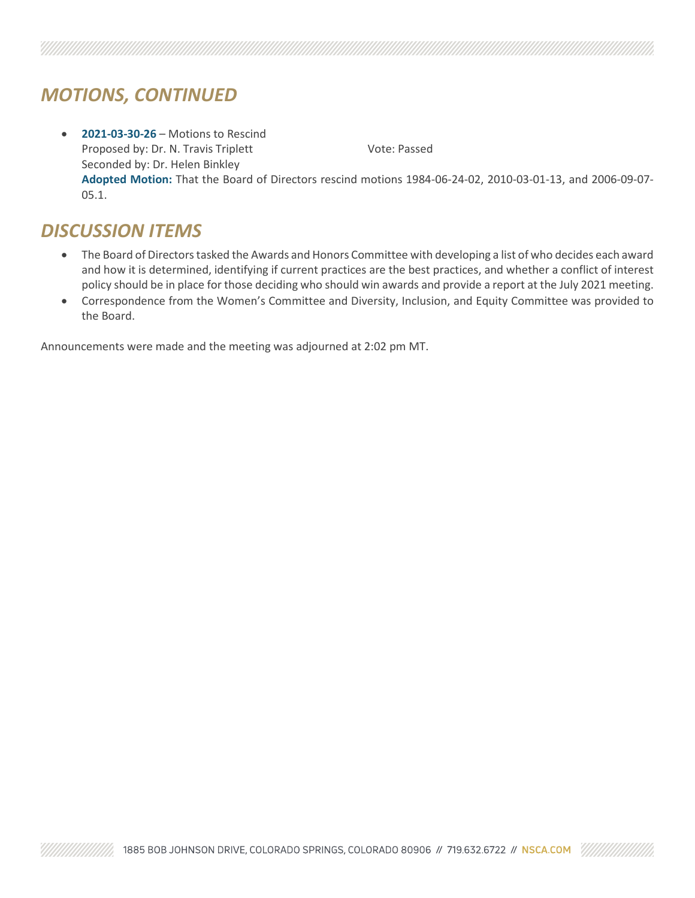## *MOTIONS, CONTINUED*

- **2021-03-30-26** – Motions to Rescind
  Proposed by: Dr. N. Travis Triplett  Vote: Passed
  Seconded by: Dr. Helen Binkley
  **Adopted Motion:** That the Board of Directors rescind motions 1984-06-24-02, 2010-03-01-13, and 2006-09-07-05.1.

## *DISCUSSION ITEMS*

- The Board of Directors tasked the Awards and Honors Committee with developing a list of who decides each award and how it is determined, identifying if current practices are the best practices, and whether a conflict of interest policy should be in place for those deciding who should win awards and provide a report at the July 2021 meeting.
- Correspondence from the Women's Committee and Diversity, Inclusion, and Equity Committee was provided to the Board.

Announcements were made and the meeting was adjourned at 2:02 pm MT.